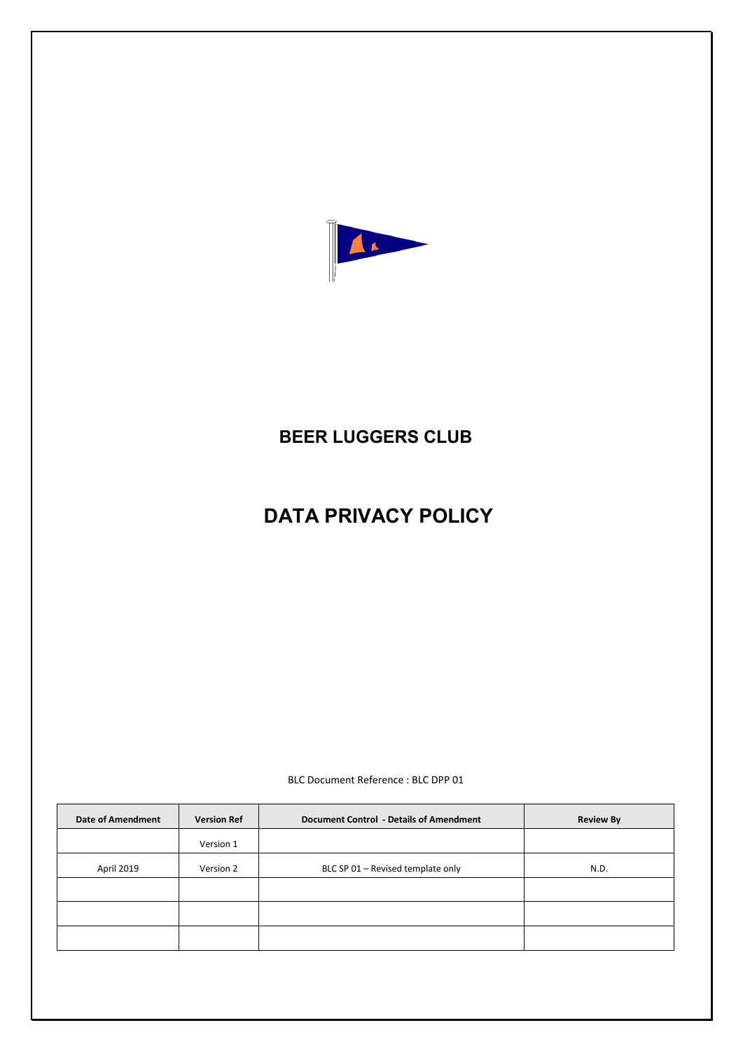# BEER LUGGERS CLUB

# DATA PRIVACY POLICY

BLC Document Reference : BLC DPP 01

| Date of Amendment | Version Ref | Document Control - Details of Amendment | Review By |
|---|---|---|---|
| | Version 1 | | |
| April 2019 | Version 2 | BLC SP 01 – Revised template only | N.D. |
| | | | |
| | | | |
| | | | |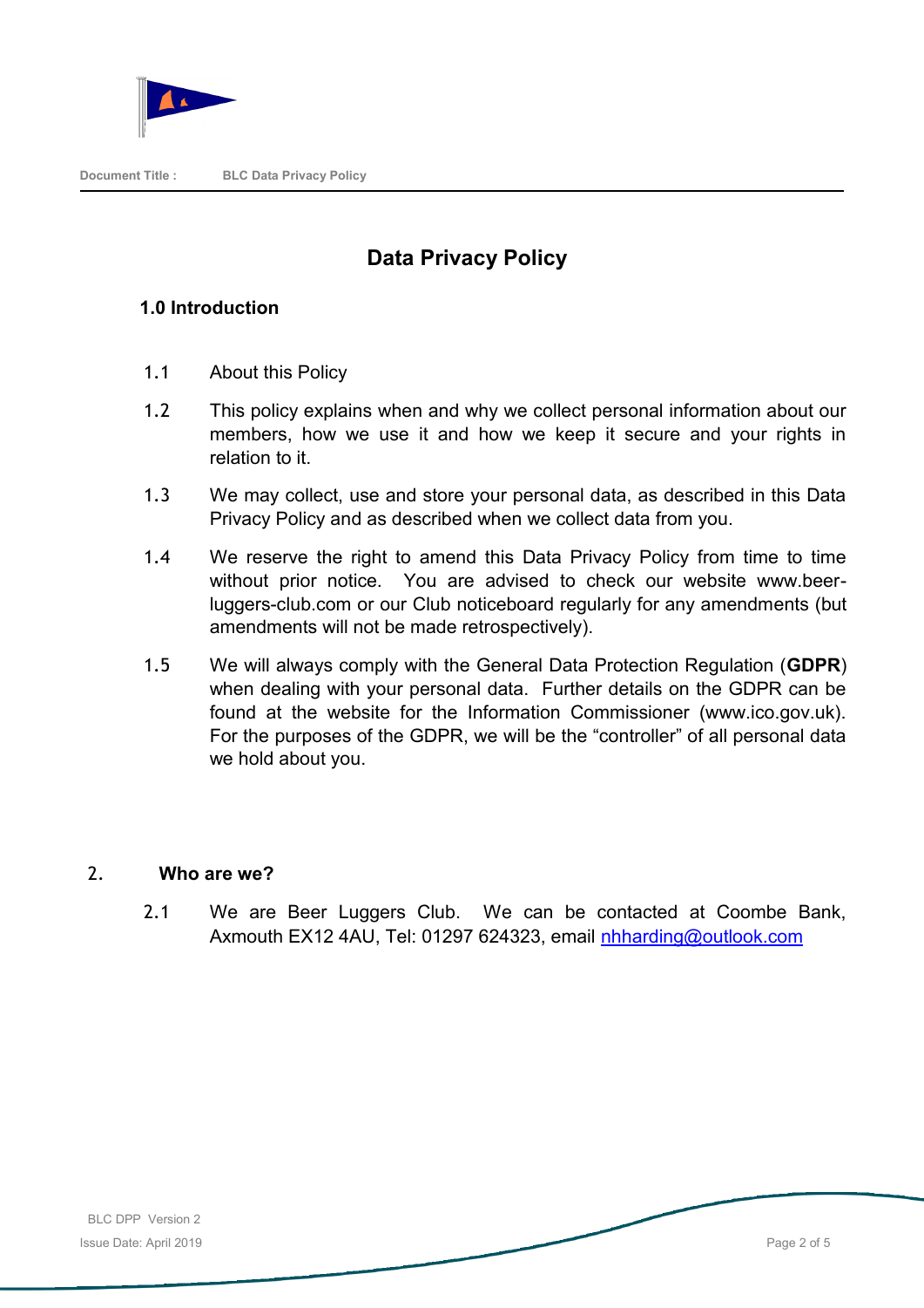# Data Privacy Policy

## 1.0 Introduction

1.1 About this Policy

1.2 This policy explains when and why we collect personal information about our members, how we use it and how we keep it secure and your rights in relation to it.

1.3 We may collect, use and store your personal data, as described in this Data Privacy Policy and as described when we collect data from you.

1.4 We reserve the right to amend this Data Privacy Policy from time to time without prior notice. You are advised to check our website www.beer-luggers-club.com or our Club noticeboard regularly for any amendments (but amendments will not be made retrospectively).

1.5 We will always comply with the General Data Protection Regulation (**GDPR**) when dealing with your personal data. Further details on the GDPR can be found at the website for the Information Commissioner (www.ico.gov.uk). For the purposes of the GDPR, we will be the "controller" of all personal data we hold about you.

## 2. Who are we?

2.1 We are Beer Luggers Club. We can be contacted at Coombe Bank, Axmouth EX12 4AU, Tel: 01297 624323, email nhharding@outlook.com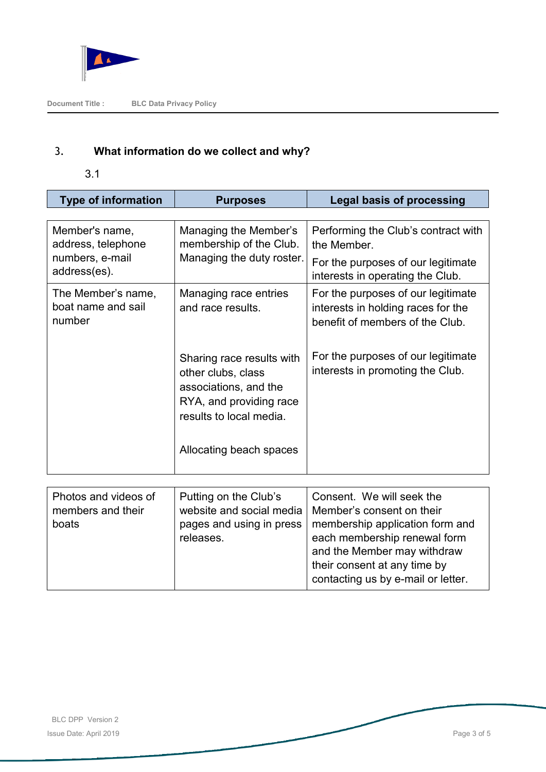## 3. What information do we collect and why?

3.1

| Type of information | Purposes | Legal basis of processing |
|---|---|---|
| Member's name, address, telephone numbers, e-mail address(es). | Managing the Member's membership of the Club. Managing the duty roster. | Performing the Club's contract with the Member. For the purposes of our legitimate interests in operating the Club. |
| The Member's name, boat name and sail number | Managing race entries and race results. | For the purposes of our legitimate interests in holding races for the benefit of members of the Club. |
| | Sharing race results with other clubs, class associations, and the RYA, and providing race results to local media. | For the purposes of our legitimate interests in promoting the Club. |
| | Allocating beach spaces | |
| Photos and videos of members and their boats | Putting on the Club's website and social media pages and using in press releases. | Consent. We will seek the Member's consent on their membership application form and each membership renewal form and the Member may withdraw their consent at any time by contacting us by e-mail or letter. |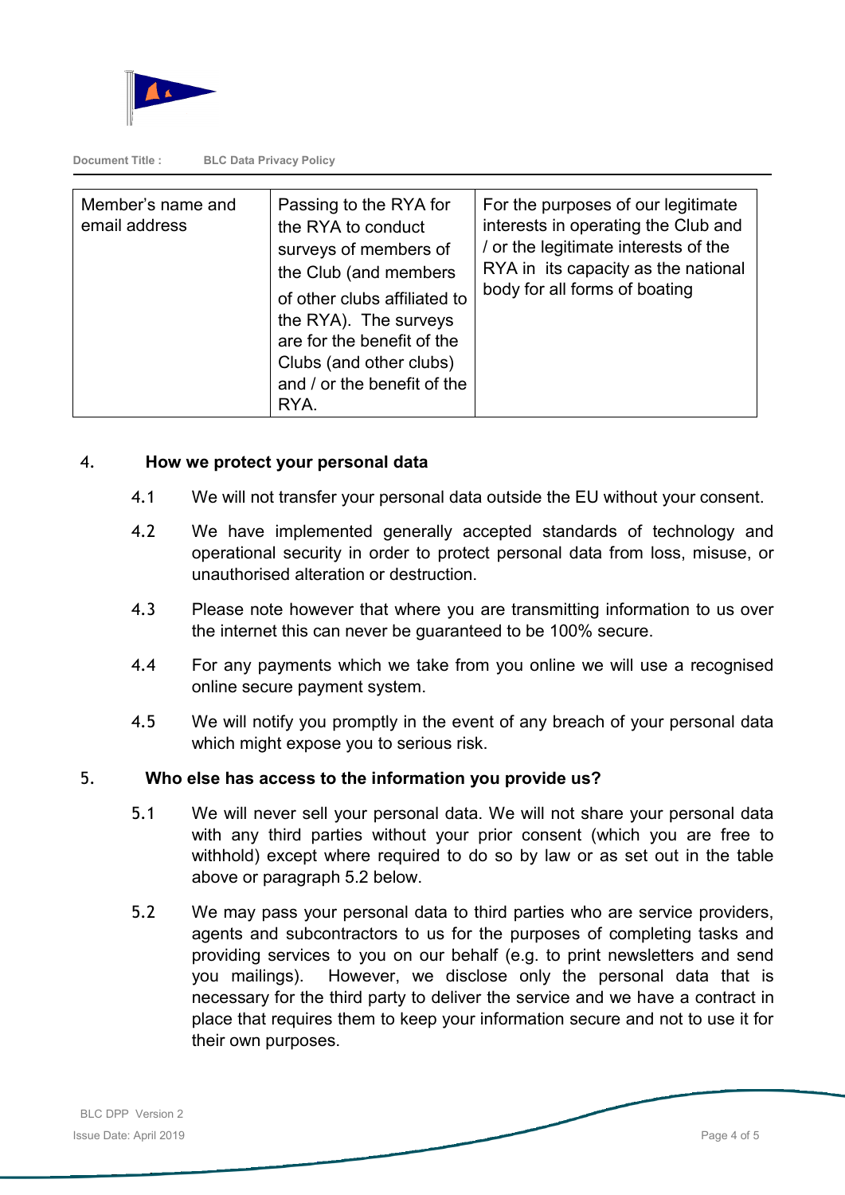| Member's name and email address | Passing to the RYA for the RYA to conduct surveys of members of the Club (and members of other clubs affiliated to the RYA). The surveys are for the benefit of the Clubs (and other clubs) and / or the benefit of the RYA. | For the purposes of our legitimate interests in operating the Club and / or the legitimate interests of the RYA in its capacity as the national body for all forms of boating |
|---|---|---|

## 4. How we protect your personal data

4.1 We will not transfer your personal data outside the EU without your consent.

4.2 We have implemented generally accepted standards of technology and operational security in order to protect personal data from loss, misuse, or unauthorised alteration or destruction.

4.3 Please note however that where you are transmitting information to us over the internet this can never be guaranteed to be 100% secure.

4.4 For any payments which we take from you online we will use a recognised online secure payment system.

4.5 We will notify you promptly in the event of any breach of your personal data which might expose you to serious risk.

## 5. Who else has access to the information you provide us?

5.1 We will never sell your personal data. We will not share your personal data with any third parties without your prior consent (which you are free to withhold) except where required to do so by law or as set out in the table above or paragraph 5.2 below.

5.2 We may pass your personal data to third parties who are service providers, agents and subcontractors to us for the purposes of completing tasks and providing services to you on our behalf (e.g. to print newsletters and send you mailings). However, we disclose only the personal data that is necessary for the third party to deliver the service and we have a contract in place that requires them to keep your information secure and not to use it for their own purposes.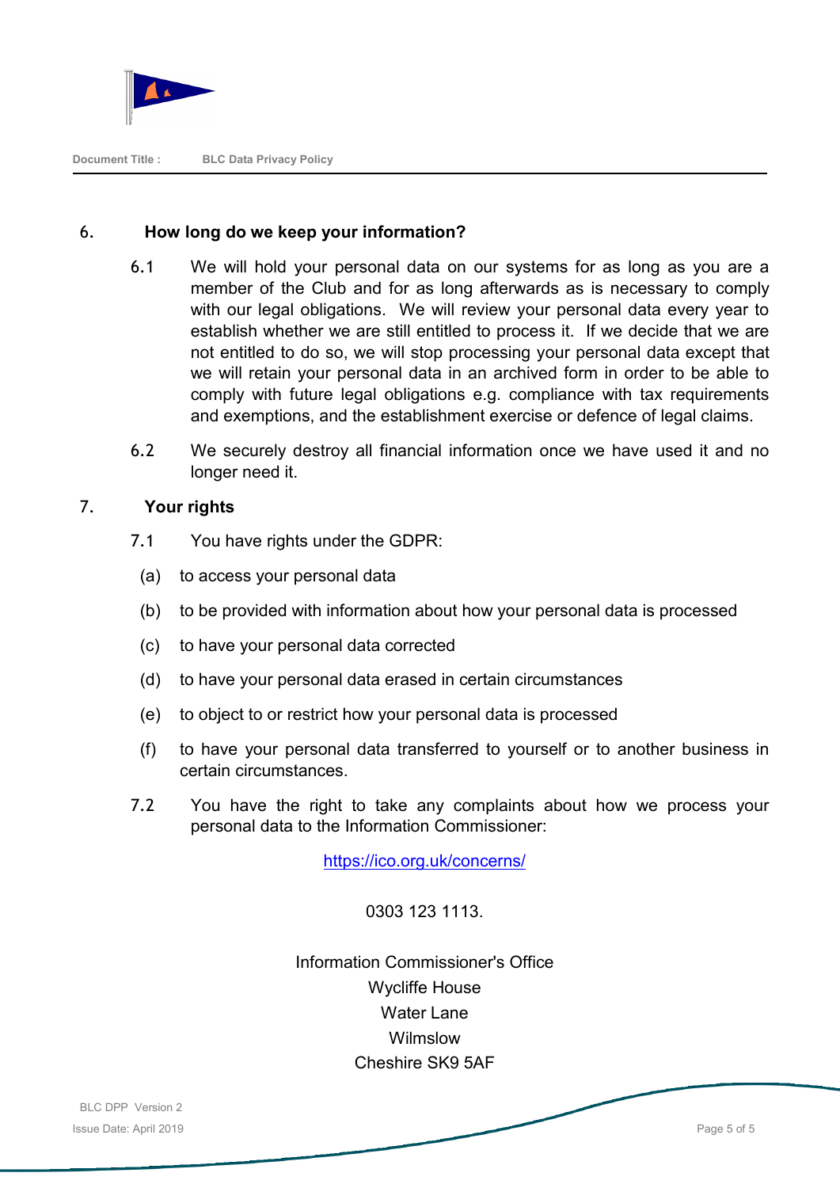## 6. How long do we keep your information?

6.1 We will hold your personal data on our systems for as long as you are a member of the Club and for as long afterwards as is necessary to comply with our legal obligations. We will review your personal data every year to establish whether we are still entitled to process it. If we decide that we are not entitled to do so, we will stop processing your personal data except that we will retain your personal data in an archived form in order to be able to comply with future legal obligations e.g. compliance with tax requirements and exemptions, and the establishment exercise or defence of legal claims.

6.2 We securely destroy all financial information once we have used it and no longer need it.

## 7. Your rights

7.1 You have rights under the GDPR:

(a) to access your personal data

(b) to be provided with information about how your personal data is processed

(c) to have your personal data corrected

(d) to have your personal data erased in certain circumstances

(e) to object to or restrict how your personal data is processed

(f) to have your personal data transferred to yourself or to another business in certain circumstances.

7.2 You have the right to take any complaints about how we process your personal data to the Information Commissioner:

https://ico.org.uk/concerns/

0303 123 1113.

Information Commissioner's Office  
Wycliffe House  
Water Lane  
Wilmslow  
Cheshire SK9 5AF